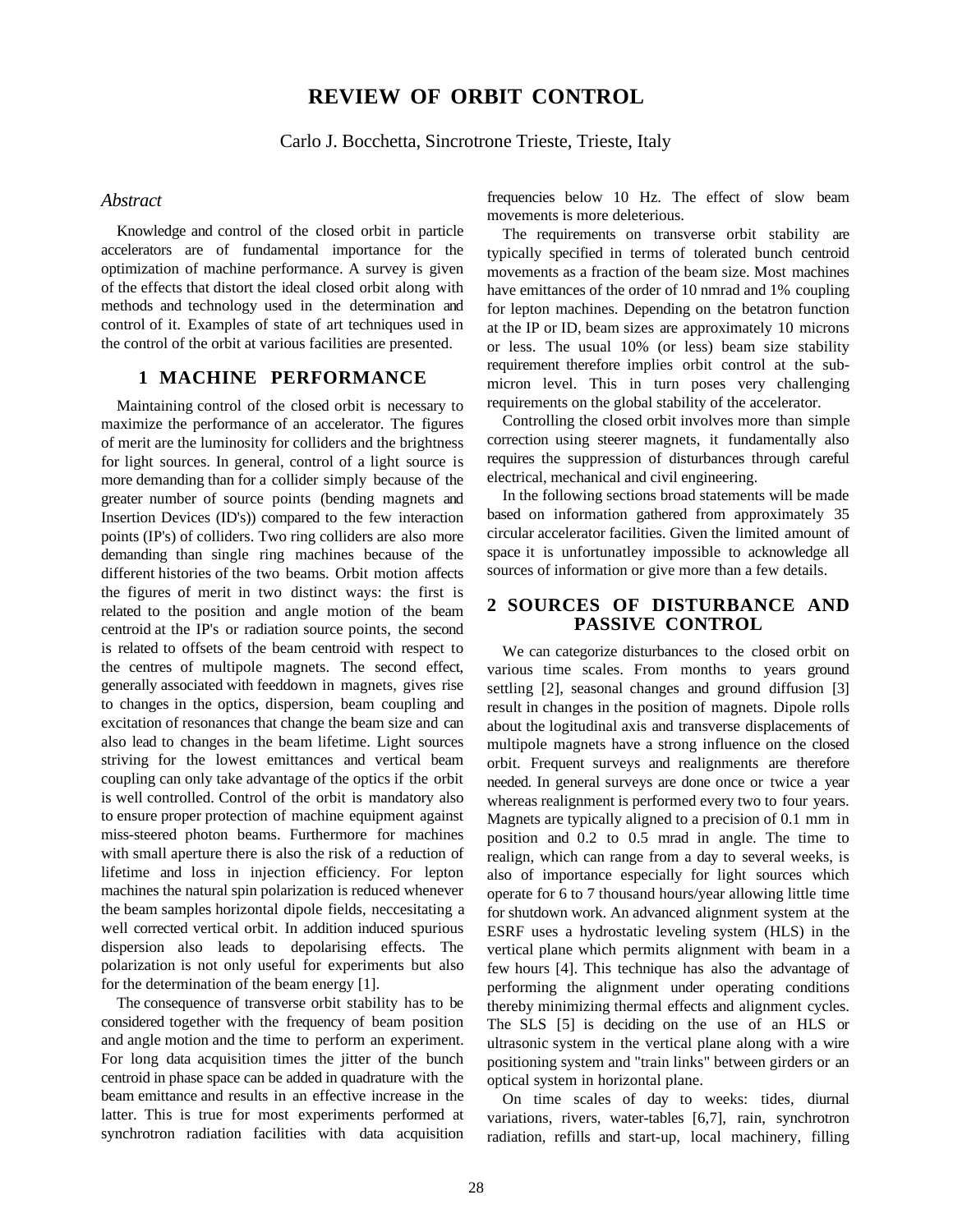# REVIEW OF ORBIT CONTROL

Carlo J. Bocchetta, Sincrotrone Trieste, Trieste, Italy

## *Abstract*

Knowledge and control of the closed orbit in particle accelerators are of fundamental importance for the optimization of machine performance. A survey is given of the effects that distort the ideal closed orbit along with methods and technology used in the determination and control of it. Examples of state of art techniques used in the control of the orbit at various facilities are presented.

## 1 MACHINE PERFORMANCE

Maintaining control of the closed orbit is necessary to maximize the performance of an accelerator. The figures of merit are the luminosity for colliders and the brightness for light sources. In general, control of a light source is more demanding than for a collider simply because of the greater number of source points (bending magnets and Insertion Devices (ID's)) compared to the few interaction points (IP's) of colliders. Two ring colliders are also more demanding than single ring machines because of the different histories of the two beams. Orbit motion affects the figures of merit in two distinct ways: the first is related to the position and angle motion of the beam centroid at the IP's or radiation source points, the second is related to offsets of the beam centroid with respect to the centres of multipole magnets. The second effect, generally associated with feeddown in magnets, gives rise to changes in the optics, dispersion, beam coupling and excitation of resonances that change the beam size and can also lead to changes in the beam lifetime. Light sources striving for the lowest emittances and vertical beam coupling can only take advantage of the optics if the orbit is well controlled. Control of the orbit is mandatory also to ensure proper protection of machine equipment against miss-steered photon beams. Furthermore for machines with small aperture there is also the risk of a reduction of lifetime and loss in injection efficiency. For lepton machines the natural spin polarization is reduced whenever the beam samples horizontal dipole fields, neccesitating a well corrected vertical orbit. In addition induced spurious dispersion also leads to depolarising effects. The polarization is not only useful for experiments but also for the determination of the beam energy [1].

The consequence of transverse orbit stability has to be considered together with the frequency of beam position and angle motion and the time to perform an experiment. For long data acquisition times the jitter of the bunch centroid in phase space can be added in quadrature with the beam emittance and results in an effective increase in the latter. This is true for most experiments performed at synchrotron radiation facilities with data acquisition frequencies below 10 Hz. The effect of slow beam movements is more deleterious.

The requirements on transverse orbit stability are typically specified in terms of tolerated bunch centroid movements as a fraction of the beam size. Most machines have emittances of the order of 10 nmrad and 1% coupling for lepton machines. Depending on the betatron function at the IP or ID, beam sizes are approximately 10 microns or less. The usual 10% (or less) beam size stability requirement therefore implies orbit control at the sub-micron level. This in turn poses very challenging requirements on the global stability of the accelerator.

Controlling the closed orbit involves more than simple correction using steerer magnets, it fundamentally also requires the suppression of disturbances through careful electrical, mechanical and civil engineering.

In the following sections broad statements will be made based on information gathered from approximately 35 circular accelerator facilities. Given the limited amount of space it is unfortunatley impossible to acknowledge all sources of information or give more than a few details.

## 2 SOURCES OF DISTURBANCE AND PASSIVE CONTROL

We can categorize disturbances to the closed orbit on various time scales. From months to years ground settling [2], seasonal changes and ground diffusion [3] result in changes in the position of magnets. Dipole rolls about the logitudinal axis and transverse displacements of multipole magnets have a strong influence on the closed orbit. Frequent surveys and realignments are therefore needed. In general surveys are done once or twice a year whereas realignment is performed every two to four years. Magnets are typically aligned to a precision of 0.1 mm in position and 0.2 to 0.5 mrad in angle. The time to realign, which can range from a day to several weeks, is also of importance especially for light sources which operate for 6 to 7 thousand hours/year allowing little time for shutdown work. An advanced alignment system at the ESRF uses a hydrostatic leveling system (HLS) in the vertical plane which permits alignment with beam in a few hours [4]. This technique has also the advantage of performing the alignment under operating conditions thereby minimizing thermal effects and alignment cycles. The SLS [5] is deciding on the use of an HLS or ultrasonic system in the vertical plane along with a wire positioning system and "train links" between girders or an optical system in horizontal plane.

On time scales of day to weeks: tides, diurnal variations, rivers, water-tables [6,7], rain, synchrotron radiation, refills and start-up, local machinery, filling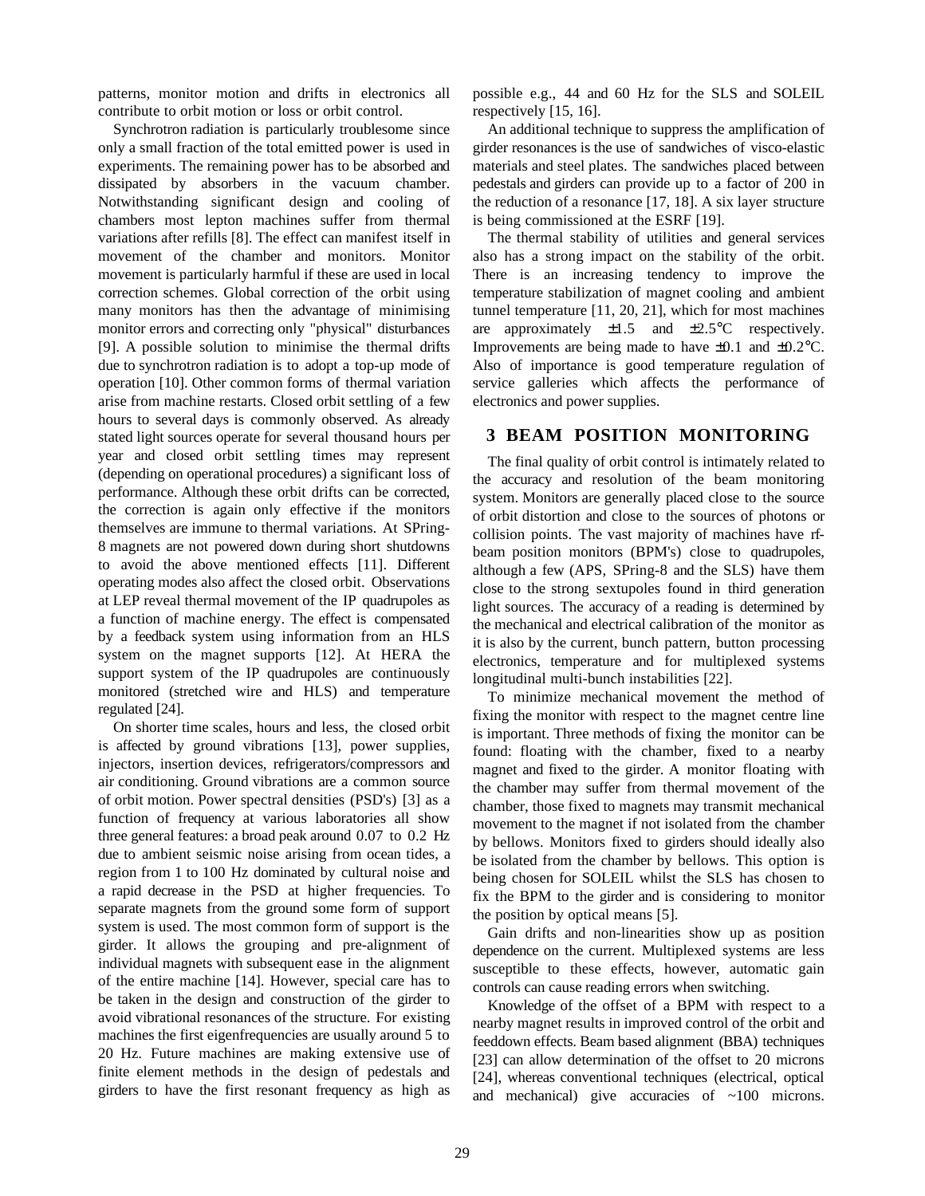patterns, monitor motion and drifts in electronics all contribute to orbit motion or loss or orbit control.

Synchrotron radiation is particularly troublesome since only a small fraction of the total emitted power is used in experiments. The remaining power has to be absorbed and dissipated by absorbers in the vacuum chamber. Notwithstanding significant design and cooling of chambers most lepton machines suffer from thermal variations after refills [8]. The effect can manifest itself in movement of the chamber and monitors. Monitor movement is particularly harmful if these are used in local correction schemes. Global correction of the orbit using many monitors has then the advantage of minimising monitor errors and correcting only "physical" disturbances [9]. A possible solution to minimise the thermal drifts due to synchrotron radiation is to adopt a top-up mode of operation [10]. Other common forms of thermal variation arise from machine restarts. Closed orbit settling of a few hours to several days is commonly observed. As already stated light sources operate for several thousand hours per year and closed orbit settling times may represent (depending on operational procedures) a significant loss of performance. Although these orbit drifts can be corrected, the correction is again only effective if the monitors themselves are immune to thermal variations. At SPring-8 magnets are not powered down during short shutdowns to avoid the above mentioned effects [11]. Different operating modes also affect the closed orbit. Observations at LEP reveal thermal movement of the IP quadrupoles as a function of machine energy. The effect is compensated by a feedback system using information from an HLS system on the magnet supports [12]. At HERA the support system of the IP quadrupoles are continuously monitored (stretched wire and HLS) and temperature regulated [24].

On shorter time scales, hours and less, the closed orbit is affected by ground vibrations [13], power supplies, injectors, insertion devices, refrigerators/compressors and air conditioning. Ground vibrations are a common source of orbit motion. Power spectral densities (PSD's) [3] as a function of frequency at various laboratories all show three general features: a broad peak around 0.07 to 0.2 Hz due to ambient seismic noise arising from ocean tides, a region from 1 to 100 Hz dominated by cultural noise and a rapid decrease in the PSD at higher frequencies. To separate magnets from the ground some form of support system is used. The most common form of support is the girder. It allows the grouping and pre-alignment of individual magnets with subsequent ease in the alignment of the entire machine [14]. However, special care has to be taken in the design and construction of the girder to avoid vibrational resonances of the structure. For existing machines the first eigenfrequencies are usually around 5 to 20 Hz. Future machines are making extensive use of finite element methods in the design of pedestals and girders to have the first resonant frequency as high as possible e.g., 44 and 60 Hz for the SLS and SOLEIL respectively [15, 16].

An additional technique to suppress the amplification of girder resonances is the use of sandwiches of visco-elastic materials and steel plates. The sandwiches placed between pedestals and girders can provide up to a factor of 200 in the reduction of a resonance [17, 18]. A six layer structure is being commissioned at the ESRF [19].

The thermal stability of utilities and general services also has a strong impact on the stability of the orbit. There is an increasing tendency to improve the temperature stabilization of magnet cooling and ambient tunnel temperature [11, 20, 21], which for most machines are approximately ±1.5 and ±2.5°C respectively. Improvements are being made to have ±0.1 and ±0.2°C. Also of importance is good temperature regulation of service galleries which affects the performance of electronics and power supplies.

## 3 BEAM POSITION MONITORING

The final quality of orbit control is intimately related to the accuracy and resolution of the beam monitoring system. Monitors are generally placed close to the source of orbit distortion and close to the sources of photons or collision points. The vast majority of machines have rf-beam position monitors (BPM's) close to quadrupoles, although a few (APS, SPring-8 and the SLS) have them close to the strong sextupoles found in third generation light sources. The accuracy of a reading is determined by the mechanical and electrical calibration of the monitor as it is also by the current, bunch pattern, button processing electronics, temperature and for multiplexed systems longitudinal multi-bunch instabilities [22].

To minimize mechanical movement the method of fixing the monitor with respect to the magnet centre line is important. Three methods of fixing the monitor can be found: floating with the chamber, fixed to a nearby magnet and fixed to the girder. A monitor floating with the chamber may suffer from thermal movement of the chamber, those fixed to magnets may transmit mechanical movement to the magnet if not isolated from the chamber by bellows. Monitors fixed to girders should ideally also be isolated from the chamber by bellows. This option is being chosen for SOLEIL whilst the SLS has chosen to fix the BPM to the girder and is considering to monitor the position by optical means [5].

Gain drifts and non-linearities show up as position dependence on the current. Multiplexed systems are less susceptible to these effects, however, automatic gain controls can cause reading errors when switching.

Knowledge of the offset of a BPM with respect to a nearby magnet results in improved control of the orbit and feeddown effects. Beam based alignment (BBA) techniques [23] can allow determination of the offset to 20 microns [24], whereas conventional techniques (electrical, optical and mechanical) give accuracies of ~100 microns.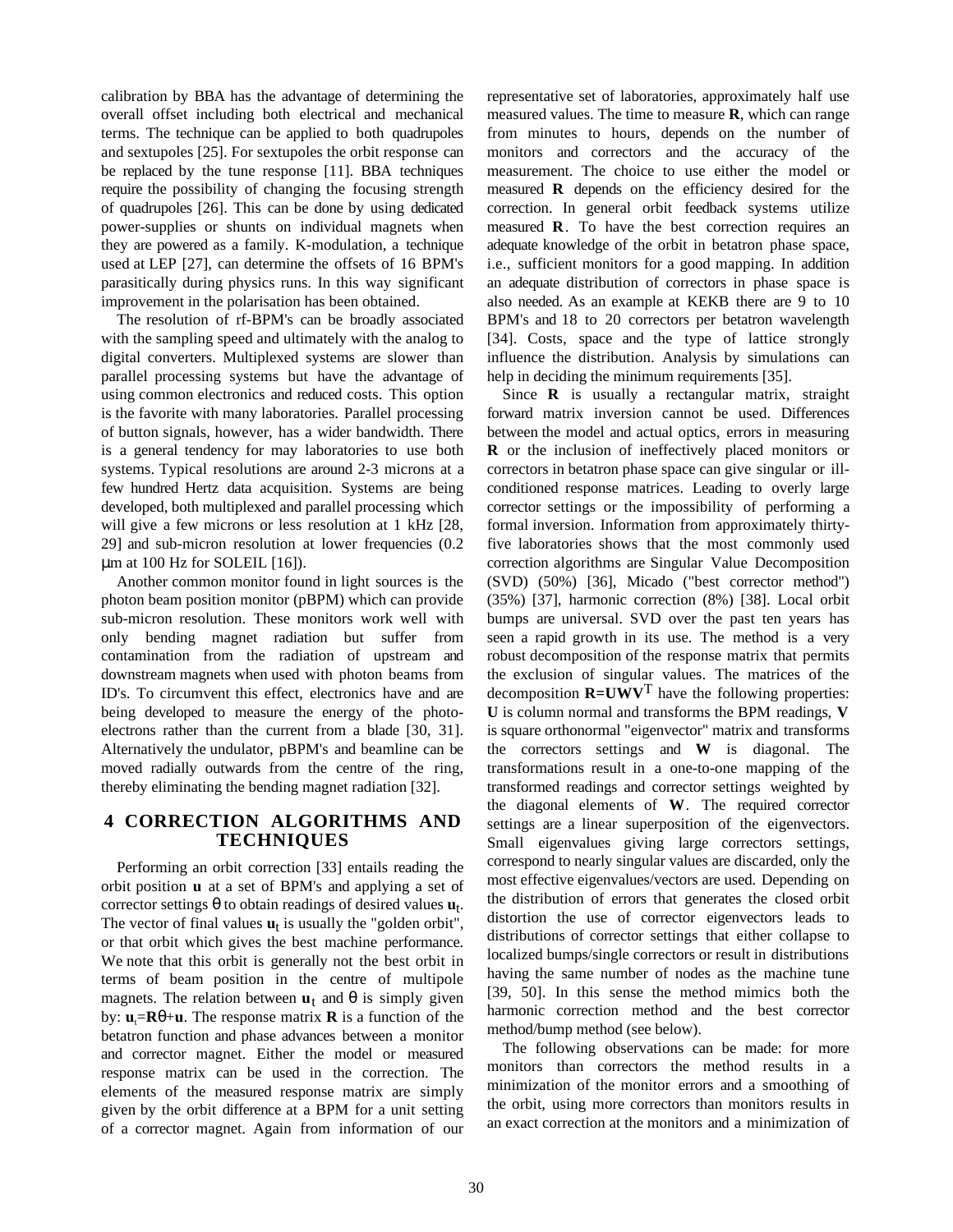calibration by BBA has the advantage of determining the overall offset including both electrical and mechanical terms. The technique can be applied to both quadrupoles and sextupoles [25]. For sextupoles the orbit response can be replaced by the tune response [11]. BBA techniques require the possibility of changing the focusing strength of quadrupoles [26]. This can be done by using dedicated power-supplies or shunts on individual magnets when they are powered as a family. K-modulation, a technique used at LEP [27], can determine the offsets of 16 BPM's parasitically during physics runs. In this way significant improvement in the polarisation has been obtained.

The resolution of rf-BPM's can be broadly associated with the sampling speed and ultimately with the analog to digital converters. Multiplexed systems are slower than parallel processing systems but have the advantage of using common electronics and reduced costs. This option is the favorite with many laboratories. Parallel processing of button signals, however, has a wider bandwidth. There is a general tendency for may laboratories to use both systems. Typical resolutions are around 2-3 microns at a few hundred Hertz data acquisition. Systems are being developed, both multiplexed and parallel processing which will give a few microns or less resolution at 1 kHz [28, 29] and sub-micron resolution at lower frequencies (0.2 μm at 100 Hz for SOLEIL [16]).

Another common monitor found in light sources is the photon beam position monitor (pBPM) which can provide sub-micron resolution. These monitors work well with only bending magnet radiation but suffer from contamination from the radiation of upstream and downstream magnets when used with photon beams from ID's. To circumvent this effect, electronics have and are being developed to measure the energy of the photo-electrons rather than the current from a blade [30, 31]. Alternatively the undulator, pBPM's and beamline can be moved radially outwards from the centre of the ring, thereby eliminating the bending magnet radiation [32].

## 4 CORRECTION ALGORITHMS AND TECHNIQUES

Performing an orbit correction [33] entails reading the orbit position $\mathbf{u}$ at a set of BPM's and applying a set of corrector settings $\theta$ to obtain readings of desired values $\mathbf{u}_t$. The vector of final values $\mathbf{u}_t$ is usually the "golden orbit", or that orbit which gives the best machine performance. We note that this orbit is generally not the best orbit in terms of beam position in the centre of multipole magnets. The relation between $\mathbf{u}_t$ and $\theta$ is simply given by: $\mathbf{u}_t=\mathbf{R}\theta+\mathbf{u}$. The response matrix $\mathbf{R}$ is a function of the betatron function and phase advances between a monitor and corrector magnet. Either the model or measured response matrix can be used in the correction. The elements of the measured response matrix are simply given by the orbit difference at a BPM for a unit setting of a corrector magnet. Again from information of our representative set of laboratories, approximately half use measured values. The time to measure $\mathbf{R}$, which can range from minutes to hours, depends on the number of monitors and correctors and the accuracy of the measurement. The choice to use either the model or measured $\mathbf{R}$ depends on the efficiency desired for the correction. In general orbit feedback systems utilize measured $\mathbf{R}$. To have the best correction requires an adequate knowledge of the orbit in betatron phase space, i.e., sufficient monitors for a good mapping. In addition an adequate distribution of correctors in phase space is also needed. As an example at KEKB there are 9 to 10 BPM's and 18 to 20 correctors per betatron wavelength [34]. Costs, space and the type of lattice strongly influence the distribution. Analysis by simulations can help in deciding the minimum requirements [35].

Since $\mathbf{R}$ is usually a rectangular matrix, straight forward matrix inversion cannot be used. Differences between the model and actual optics, errors in measuring $\mathbf{R}$ or the inclusion of ineffectively placed monitors or correctors in betatron phase space can give singular or ill-conditioned response matrices. Leading to overly large corrector settings or the impossibility of performing a formal inversion. Information from approximately thirty-five laboratories shows that the most commonly used correction algorithms are Singular Value Decomposition (SVD) (50%) [36], Micado ("best corrector method") (35%) [37], harmonic correction (8%) [38]. Local orbit bumps are universal. SVD over the past ten years has seen a rapid growth in its use. The method is a very robust decomposition of the response matrix that permits the exclusion of singular values. The matrices of the decomposition $\mathbf{R}=\mathbf{U}\mathbf{W}\mathbf{V}^T$ have the following properties: $\mathbf{U}$ is column normal and transforms the BPM readings, $\mathbf{V}$ is square orthonormal "eigenvector" matrix and transforms the correctors settings and $\mathbf{W}$ is diagonal. The transformations result in a one-to-one mapping of the transformed readings and corrector settings weighted by the diagonal elements of $\mathbf{W}$. The required corrector settings are a linear superposition of the eigenvectors. Small eigenvalues giving large correctors settings, correspond to nearly singular values are discarded, only the most effective eigenvalues/vectors are used. Depending on the distribution of errors that generates the closed orbit distortion the use of corrector eigenvectors leads to distributions of corrector settings that either collapse to localized bumps/single correctors or result in distributions having the same number of nodes as the machine tune [39, 50]. In this sense the method mimics both the harmonic correction method and the best corrector method/bump method (see below).

The following observations can be made: for more monitors than correctors the method results in a minimization of the monitor errors and a smoothing of the orbit, using more correctors than monitors results in an exact correction at the monitors and a minimization of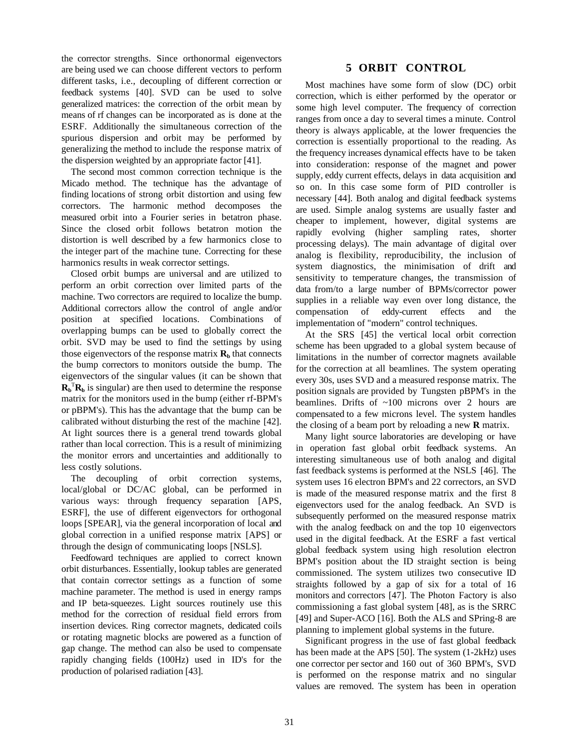the corrector strengths. Since orthonormal eigenvectors are being used we can choose different vectors to perform different tasks, i.e., decoupling of different correction or feedback systems [40]. SVD can be used to solve generalized matrices: the correction of the orbit mean by means of rf changes can be incorporated as is done at the ESRF. Additionally the simultaneous correction of the spurious dispersion and orbit may be performed by generalizing the method to include the response matrix of the dispersion weighted by an appropriate factor [41].

The second most common correction technique is the Micado method. The technique has the advantage of finding locations of strong orbit distortion and using few correctors. The harmonic method decomposes the measured orbit into a Fourier series in betatron phase. Since the closed orbit follows betatron motion the distortion is well described by a few harmonics close to the integer part of the machine tune. Correcting for these harmonics results in weak corrector settings.

Closed orbit bumps are universal and are utilized to perform an orbit correction over limited parts of the machine. Two correctors are required to localize the bump. Additional correctors allow the control of angle and/or position at specified locations. Combinations of overlapping bumps can be used to globally correct the orbit. SVD may be used to find the settings by using those eigenvectors of the response matrix $\mathbf{R_b}$ that connects the bump correctors to monitors outside the bump. The eigenvectors of the singular values (it can be shown that $\mathbf{R_b}^T\mathbf{R_b}$ is singular) are then used to determine the response matrix for the monitors used in the bump (either rf-BPM's or pBPM's). This has the advantage that the bump can be calibrated without disturbing the rest of the machine [42]. At light sources there is a general trend towards global rather than local correction. This is a result of minimizing the monitor errors and uncertainties and additionally to less costly solutions.

The decoupling of orbit correction systems, local/global or DC/AC global, can be performed in various ways: through frequency separation [APS, ESRF], the use of different eigenvectors for orthogonal loops [SPEAR], via the general incorporation of local and global correction in a unified response matrix [APS] or through the design of communicating loops [NSLS].

Feedfoward techniques are applied to correct known orbit disturbances. Essentially, lookup tables are generated that contain corrector settings as a function of some machine parameter. The method is used in energy ramps and IP beta-squeezes. Light sources routinely use this method for the correction of residual field errors from insertion devices. Ring corrector magnets, dedicated coils or rotating magnetic blocks are powered as a function of gap change. The method can also be used to compensate rapidly changing fields (100Hz) used in ID's for the production of polarised radiation [43].

## 5 ORBIT CONTROL

Most machines have some form of slow (DC) orbit correction, which is either performed by the operator or some high level computer. The frequency of correction ranges from once a day to several times a minute. Control theory is always applicable, at the lower frequencies the correction is essentially proportional to the reading. As the frequency increases dynamical effects have to be taken into consideration: response of the magnet and power supply, eddy current effects, delays in data acquisition and so on. In this case some form of PID controller is necessary [44]. Both analog and digital feedback systems are used. Simple analog systems are usually faster and cheaper to implement, however, digital systems are rapidly evolving (higher sampling rates, shorter processing delays). The main advantage of digital over analog is flexibility, reproducibility, the inclusion of system diagnostics, the minimisation of drift and sensitivity to temperature changes, the transmission of data from/to a large number of BPMs/corrector power supplies in a reliable way even over long distance, the compensation of eddy-current effects and the implementation of "modern" control techniques.

At the SRS [45] the vertical local orbit correction scheme has been upgraded to a global system because of limitations in the number of corrector magnets available for the correction at all beamlines. The system operating every 30s, uses SVD and a measured response matrix. The position signals are provided by Tungsten pBPM's in the beamlines. Drifts of ~100 microns over 2 hours are compensated to a few microns level. The system handles the closing of a beam port by reloading a new $\mathbf{R}$ matrix.

Many light source laboratories are developing or have in operation fast global orbit feedback systems. An interesting simultaneous use of both analog and digital fast feedback systems is performed at the NSLS [46]. The system uses 16 electron BPM's and 22 correctors, an SVD is made of the measured response matrix and the first 8 eigenvectors used for the analog feedback. An SVD is subsequently performed on the measured response matrix with the analog feedback on and the top 10 eigenvectors used in the digital feedback. At the ESRF a fast vertical global feedback system using high resolution electron BPM's position about the ID straight section is being commissioned. The system utilizes two consecutive ID straights followed by a gap of six for a total of 16 monitors and correctors [47]. The Photon Factory is also commissioning a fast global system [48], as is the SRRC [49] and Super-ACO [16]. Both the ALS and SPring-8 are planning to implement global systems in the future.

Significant progress in the use of fast global feedback has been made at the APS [50]. The system (1-2kHz) uses one corrector per sector and 160 out of 360 BPM's, SVD is performed on the response matrix and no singular values are removed. The system has been in operation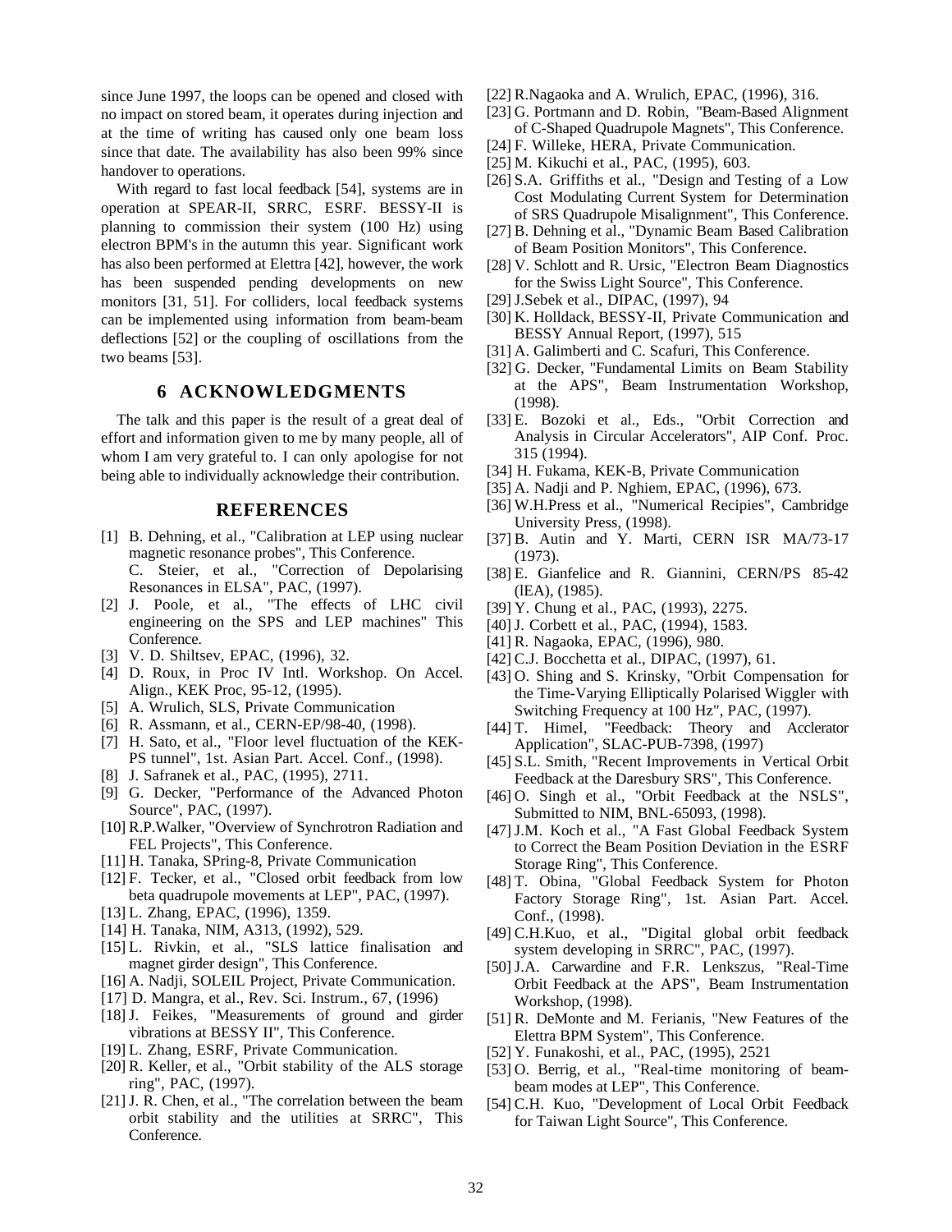since June 1997, the loops can be opened and closed with no impact on stored beam, it operates during injection and at the time of writing has caused only one beam loss since that date. The availability has also been 99% since handover to operations.

With regard to fast local feedback [54], systems are in operation at SPEAR-II, SRRC, ESRF. BESSY-II is planning to commission their system (100 Hz) using electron BPM's in the autumn this year. Significant work has also been performed at Elettra [42], however, the work has been suspended pending developments on new monitors [31, 51]. For colliders, local feedback systems can be implemented using information from beam-beam deflections [52] or the coupling of oscillations from the two beams [53].

## 6 ACKNOWLEDGMENTS

The talk and this paper is the result of a great deal of effort and information given to me by many people, all of whom I am very grateful to. I can only apologise for not being able to individually acknowledge their contribution.

## REFERENCES

[1] B. Dehning, et al., "Calibration at LEP using nuclear magnetic resonance probes", This Conference.
C. Steier, et al., "Correction of Depolarising Resonances in ELSA", PAC, (1997).

[2] J. Poole, et al., "The effects of LHC civil engineering on the SPS and LEP machines" This Conference.

[3] V. D. Shiltsev, EPAC, (1996), 32.

[4] D. Roux, in Proc IV Intl. Workshop. On Accel. Align., KEK Proc, 95-12, (1995).

[5] A. Wrulich, SLS, Private Communication

[6] R. Assmann, et al., CERN-EP/98-40, (1998).

[7] H. Sato, et al., "Floor level fluctuation of the KEK-PS tunnel", 1st. Asian Part. Accel. Conf., (1998).

[8] J. Safranek et al., PAC, (1995), 2711.

[9] G. Decker, "Performance of the Advanced Photon Source", PAC, (1997).

[10] R.P.Walker, "Overview of Synchrotron Radiation and FEL Projects", This Conference.

[11] H. Tanaka, SPring-8, Private Communication

[12] F. Tecker, et al., "Closed orbit feedback from low beta quadrupole movements at LEP", PAC, (1997).

[13] L. Zhang, EPAC, (1996), 1359.

[14] H. Tanaka, NIM, A313, (1992), 529.

[15] L. Rivkin, et al., "SLS lattice finalisation and magnet girder design", This Conference.

[16] A. Nadji, SOLEIL Project, Private Communication.

[17] D. Mangra, et al., Rev. Sci. Instrum., 67, (1996)

[18] J. Feikes, "Measurements of ground and girder vibrations at BESSY II", This Conference.

[19] L. Zhang, ESRF, Private Communication.

[20] R. Keller, et al., "Orbit stability of the ALS storage ring", PAC, (1997).

[21] J. R. Chen, et al., "The correlation between the beam orbit stability and the utilities at SRRC", This Conference.

[22] R.Nagaoka and A. Wrulich, EPAC, (1996), 316.

[23] G. Portmann and D. Robin, "Beam-Based Alignment of C-Shaped Quadrupole Magnets", This Conference.

[24] F. Willeke, HERA, Private Communication.

[25] M. Kikuchi et al., PAC, (1995), 603.

[26] S.A. Griffiths et al., "Design and Testing of a Low Cost Modulating Current System for Determination of SRS Quadrupole Misalignment", This Conference.

[27] B. Dehning et al., "Dynamic Beam Based Calibration of Beam Position Monitors", This Conference.

[28] V. Schlott and R. Ursic, "Electron Beam Diagnostics for the Swiss Light Source", This Conference.

[29] J.Sebek et al., DIPAC, (1997), 94

[30] K. Holldack, BESSY-II, Private Communication and BESSY Annual Report, (1997), 515

[31] A. Galimberti and C. Scafuri, This Conference.

[32] G. Decker, "Fundamental Limits on Beam Stability at the APS", Beam Instrumentation Workshop, (1998).

[33] E. Bozoki et al., Eds., "Orbit Correction and Analysis in Circular Accelerators", AIP Conf. Proc. 315 (1994).

[34] H. Fukama, KEK-B, Private Communication

[35] A. Nadji and P. Nghiem, EPAC, (1996), 673.

[36] W.H.Press et al., "Numerical Recipies", Cambridge University Press, (1998).

[37] B. Autin and Y. Marti, CERN ISR MA/73-17 (1973).

[38] E. Gianfelice and R. Giannini, CERN/PS 85-42 (lEA), (1985).

[39] Y. Chung et al., PAC, (1993), 2275.

[40] J. Corbett et al., PAC, (1994), 1583.

[41] R. Nagaoka, EPAC, (1996), 980.

[42] C.J. Bocchetta et al., DIPAC, (1997), 61.

[43] O. Shing and S. Krinsky, "Orbit Compensation for the Time-Varying Elliptically Polarised Wiggler with Switching Frequency at 100 Hz", PAC, (1997).

[44] T. Himel, "Feedback: Theory and Acclerator Application", SLAC-PUB-7398, (1997)

[45] S.L. Smith, "Recent Improvements in Vertical Orbit Feedback at the Daresbury SRS", This Conference.

[46] O. Singh et al., "Orbit Feedback at the NSLS", Submitted to NIM, BNL-65093, (1998).

[47] J.M. Koch et al., "A Fast Global Feedback System to Correct the Beam Position Deviation in the ESRF Storage Ring", This Conference.

[48] T. Obina, "Global Feedback System for Photon Factory Storage Ring", 1st. Asian Part. Accel. Conf., (1998).

[49] C.H.Kuo, et al., "Digital global orbit feedback system developing in SRRC", PAC, (1997).

[50] J.A. Carwardine and F.R. Lenkszus, "Real-Time Orbit Feedback at the APS", Beam Instrumentation Workshop, (1998).

[51] R. DeMonte and M. Ferianis, "New Features of the Elettra BPM System", This Conference.

[52] Y. Funakoshi, et al., PAC, (1995), 2521

[53] O. Berrig, et al., "Real-time monitoring of beam-beam modes at LEP", This Conference.

[54] C.H. Kuo, "Development of Local Orbit Feedback for Taiwan Light Source", This Conference.